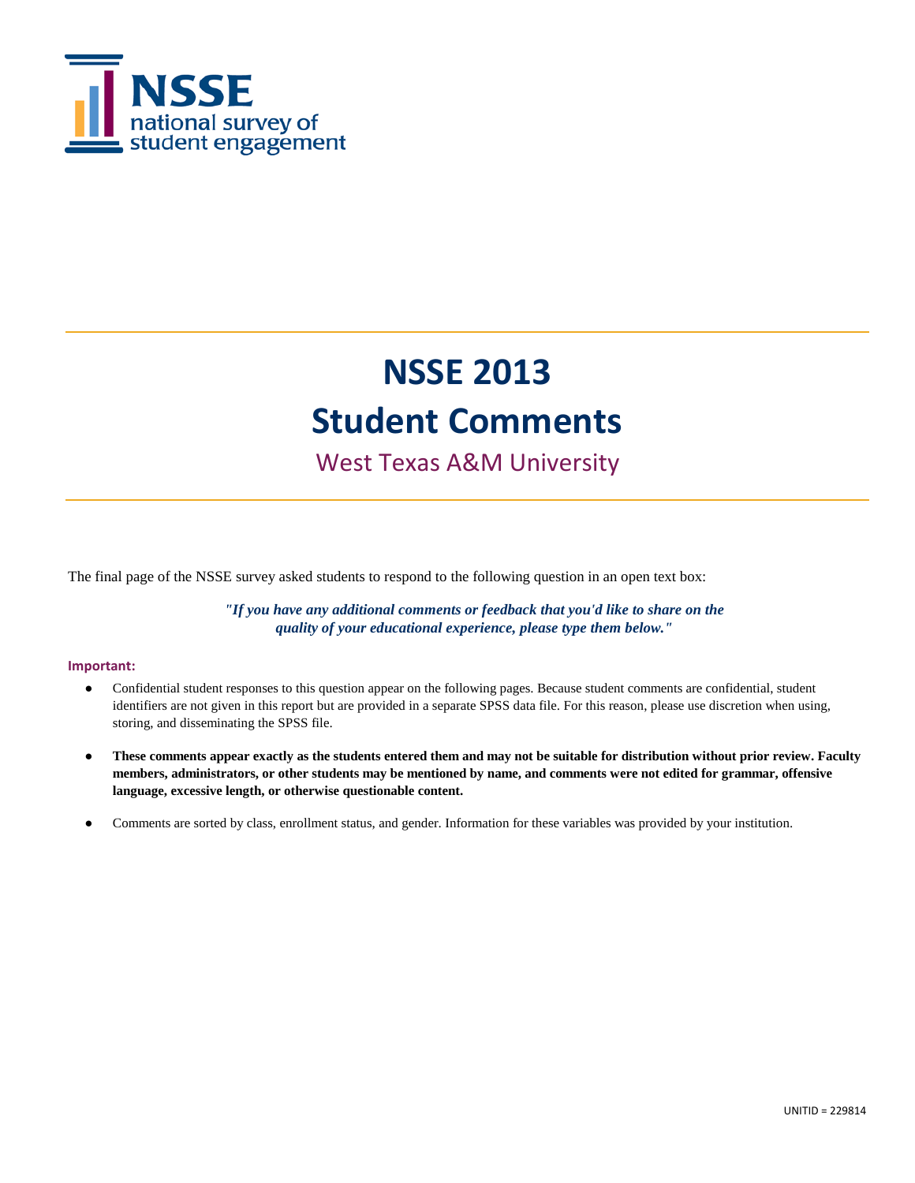NSSE
national survey of
student engagement

# NSSE 2013
# Student Comments

## West Texas A&M University

The final page of the NSSE survey asked students to respond to the following question in an open text box:

***"If you have any additional comments or feedback that you'd like to share on the quality of your educational experience, please type them below."***

**Important:**

- Confidential student responses to this question appear on the following pages. Because student comments are confidential, student identifiers are not given in this report but are provided in a separate SPSS data file. For this reason, please use discretion when using, storing, and disseminating the SPSS file.
- **These comments appear exactly as the students entered them and may not be suitable for distribution without prior review. Faculty members, administrators, or other students may be mentioned by name, and comments were not edited for grammar, offensive language, excessive length, or otherwise questionable content.**
- Comments are sorted by class, enrollment status, and gender. Information for these variables was provided by your institution.

UNITID = 229814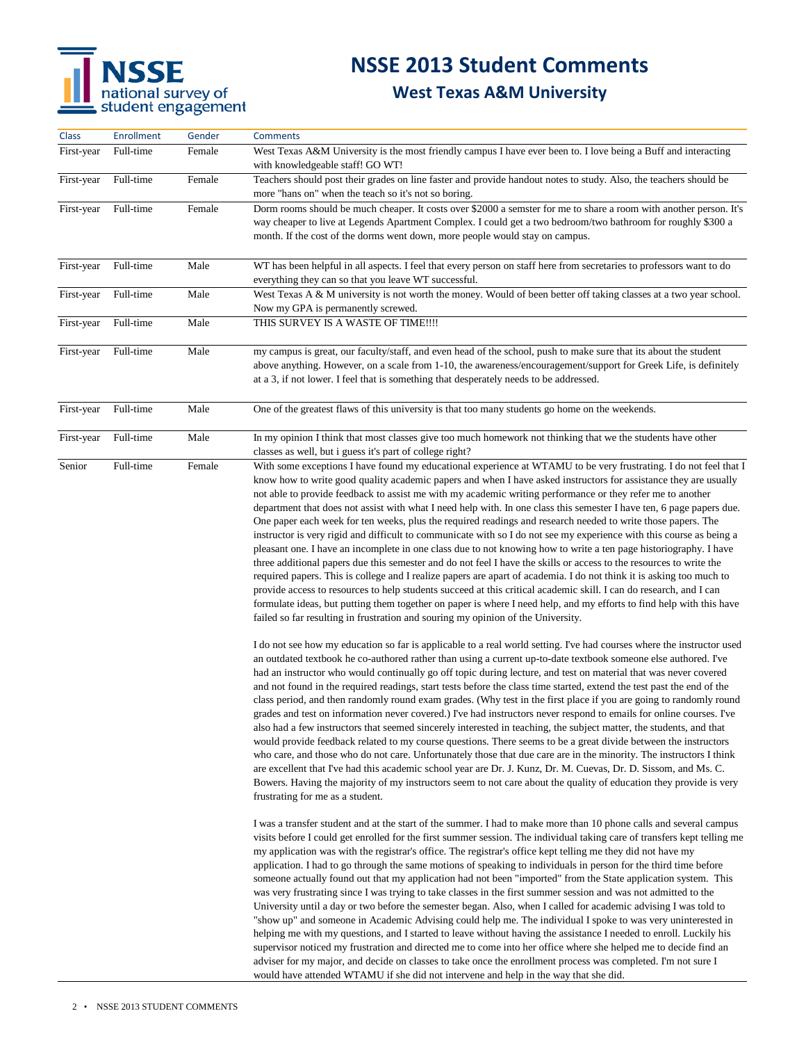# NSSE 2013 Student Comments

## West Texas A&M University

| Class | Enrollment | Gender | Comments |
|---|---|---|---|
| First-year | Full-time | Female | West Texas A&M University is the most friendly campus I have ever been to. I love being a Buff and interacting with knowledgeable staff! GO WT! |
| First-year | Full-time | Female | Teachers should post their grades on line faster and provide handout notes to study. Also, the teachers should be more "hans on" when the teach so it's not so boring. |
| First-year | Full-time | Female | Dorm rooms should be much cheaper. It costs over $2000 a semster for me to share a room with another person. It's way cheaper to live at Legends Apartment Complex. I could get a two bedroom/two bathroom for roughly $300 a month. If the cost of the dorms went down, more people would stay on campus. |
| First-year | Full-time | Male | WT has been helpful in all aspects. I feel that every person on staff here from secretaries to professors want to do everything they can so that you leave WT successful. |
| First-year | Full-time | Male | West Texas A & M university is not worth the money. Would of been better off taking classes at a two year school. Now my GPA is permanently screwed. |
| First-year | Full-time | Male | THIS SURVEY IS A WASTE OF TIME!!!! |
| First-year | Full-time | Male | my campus is great, our faculty/staff, and even head of the school, push to make sure that its about the student above anything. However, on a scale from 1-10, the awareness/encouragement/support for Greek Life, is definitely at a 3, if not lower. I feel that is something that desperately needs to be addressed. |
| First-year | Full-time | Male | One of the greatest flaws of this university is that too many students go home on the weekends. |
| First-year | Full-time | Male | In my opinion I think that most classes give too much homework not thinking that we the students have other classes as well, but i guess it's part of college right? |
| Senior | Full-time | Female | With some exceptions I have found my educational experience at WTAMU to be very frustrating. I do not feel that I know how to write good quality academic papers and when I have asked instructors for assistance they are usually not able to provide feedback to assist me with my academic writing performance or they refer me to another department that does not assist with what I need help with. In one class this semester I have ten, 6 page papers due. One paper each week for ten weeks, plus the required readings and research needed to write those papers. The instructor is very rigid and difficult to communicate with so I do not see my experience with this course as being a pleasant one. I have an incomplete in one class due to not knowing how to write a ten page historiography. I have three additional papers due this semester and do not feel I have the skills or access to the resources to write the required papers. This is college and I realize papers are apart of academia. I do not think it is asking too much to provide access to resources to help students succeed at this critical academic skill. I can do research, and I can formulate ideas, but putting them together on paper is where I need help, and my efforts to find help with this have failed so far resulting in frustration and souring my opinion of the University.<br><br>I do not see how my education so far is applicable to a real world setting. I've had courses where the instructor used an outdated textbook he co-authored rather than using a current up-to-date textbook someone else authored. I've had an instructor who would continually go off topic during lecture, and test on material that was never covered and not found in the required readings, start tests before the class time started, extend the test past the end of the class period, and then randomly round exam grades. (Why test in the first place if you are going to randomly round grades and test on information never covered.) I've had instructors never respond to emails for online courses. I've also had a few instructors that seemed sincerely interested in teaching, the subject matter, the students, and that would provide feedback related to my course questions. There seems to be a great divide between the instructors who care, and those who do not care. Unfortunately those that due care are in the minority. The instructors I think are excellent that I've had this academic school year are Dr. J. Kunz, Dr. M. Cuevas, Dr. D. Sissom, and Ms. C. Bowers. Having the majority of my instructors seem to not care about the quality of education they provide is very frustrating for me as a student.<br><br>I was a transfer student and at the start of the summer. I had to make more than 10 phone calls and several campus visits before I could get enrolled for the first summer session. The individual taking care of transfers kept telling me my application was with the registrar's office. The registrar's office kept telling me they did not have my application. I had to go through the same motions of speaking to individuals in person for the third time before someone actually found out that my application had not been "imported" from the State application system. This was very frustrating since I was trying to take classes in the first summer session and was not admitted to the University until a day or two before the semester began. Also, when I called for academic advising I was told to "show up" and someone in Academic Advising could help me. The individual I spoke to was very uninterested in helping me with my questions, and I started to leave without having the assistance I needed to enroll. Luckily his supervisor noticed my frustration and directed me to come into her office where she helped me to decide find an adviser for my major, and decide on classes to take once the enrollment process was completed. I'm not sure I would have attended WTAMU if she did not intervene and help in the way that she did. |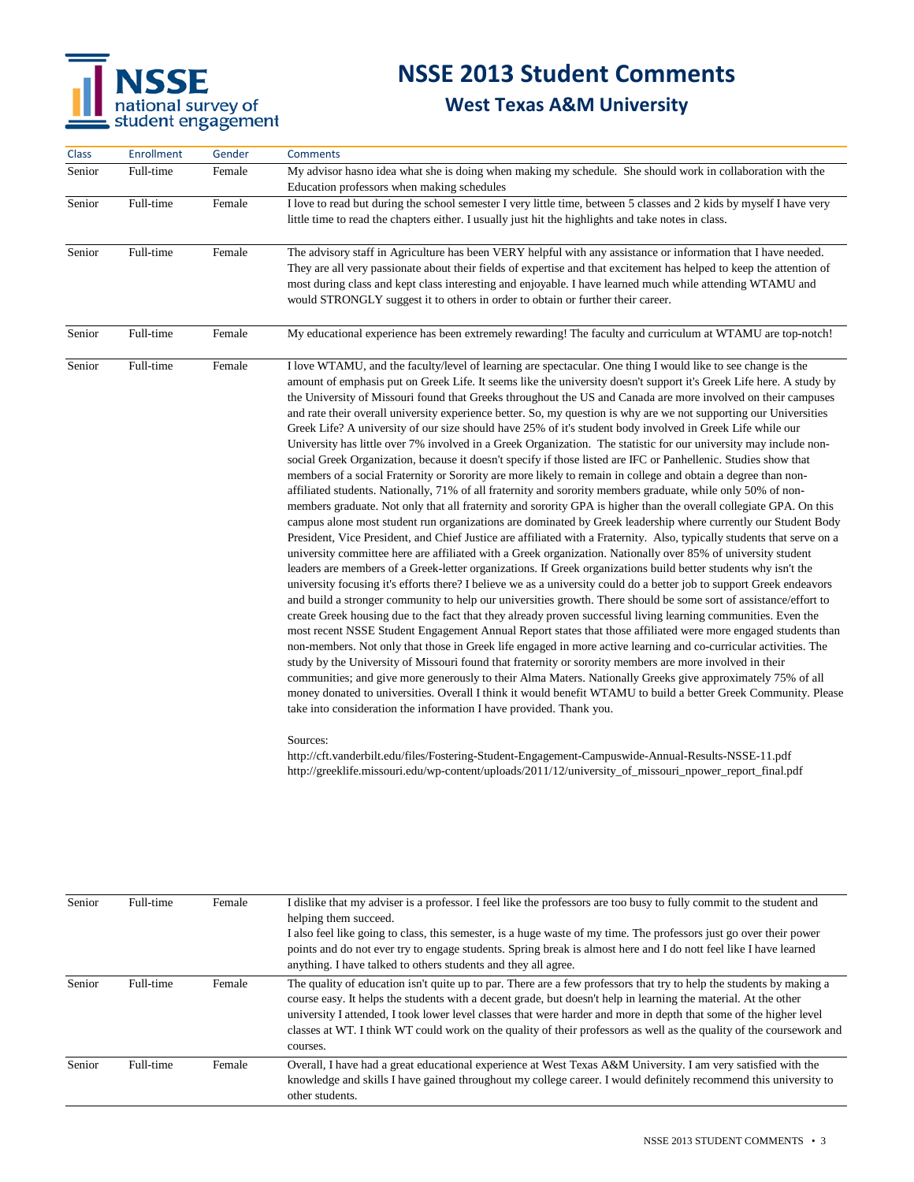# NSSE 2013 Student Comments

## West Texas A&M University

| Class | Enrollment | Gender | Comments |
|---|---|---|---|
| Senior | Full-time | Female | My advisor hasno idea what she is doing when making my schedule. She should work in collaboration with the Education professors when making schedules |
| Senior | Full-time | Female | I love to read but during the school semester I very little time, between 5 classes and 2 kids by myself I have very little time to read the chapters either. I usually just hit the highlights and take notes in class. |
| Senior | Full-time | Female | The advisory staff in Agriculture has been VERY helpful with any assistance or information that I have needed. They are all very passionate about their fields of expertise and that excitement has helped to keep the attention of most during class and kept class interesting and enjoyable. I have learned much while attending WTAMU and would STRONGLY suggest it to others in order to obtain or further their career. |
| Senior | Full-time | Female | My educational experience has been extremely rewarding! The faculty and curriculum at WTAMU are top-notch! |
| Senior | Full-time | Female | I love WTAMU, and the faculty/level of learning are spectacular. One thing I would like to see change is the amount of emphasis put on Greek Life. It seems like the university doesn't support it's Greek Life here. A study by the University of Missouri found that Greeks throughout the US and Canada are more involved on their campuses and rate their overall university experience better. So, my question is why are we not supporting our Universities Greek Life? A university of our size should have 25% of it's student body involved in Greek Life while our University has little over 7% involved in a Greek Organization. The statistic for our university may include non-social Greek Organization, because it doesn't specify if those listed are IFC or Panhellenic. Studies show that members of a social Fraternity or Sorority are more likely to remain in college and obtain a degree than non-affiliated students. Nationally, 71% of all fraternity and sorority members graduate, while only 50% of non-members graduate. Not only that all fraternity and sorority GPA is higher than the overall collegiate GPA. On this campus alone most student run organizations are dominated by Greek leadership where currently our Student Body President, Vice President, and Chief Justice are affiliated with a Fraternity. Also, typically students that serve on a university committee here are affiliated with a Greek organization. Nationally over 85% of university student leaders are members of a Greek-letter organizations. If Greek organizations build better students why isn't the university focusing it's efforts there? I believe we as a university could do a better job to support Greek endeavors and build a stronger community to help our universities growth. There should be some sort of assistance/effort to create Greek housing due to the fact that they already proven successful living learning communities. Even the most recent NSSE Student Engagement Annual Report states that those affiliated were more engaged students than non-members. Not only that those in Greek life engaged in more active learning and co-curricular activities. The study by the University of Missouri found that fraternity or sorority members are more involved in their communities; and give more generously to their Alma Maters. Nationally Greeks give approximately 75% of all money donated to universities. Overall I think it would benefit WTAMU to build a better Greek Community. Please take into consideration the information I have provided. Thank you.<br><br>Sources:<br>http://cft.vanderbilt.edu/files/Fostering-Student-Engagement-Campuswide-Annual-Results-NSSE-11.pdf<br>http://greeklife.missouri.edu/wp-content/uploads/2011/12/university_of_missouri_npower_report_final.pdf |
| Senior | Full-time | Female | I dislike that my adviser is a professor. I feel like the professors are too busy to fully commit to the student and helping them succeed.<br>I also feel like going to class, this semester, is a huge waste of my time. The professors just go over their power points and do not ever try to engage students. Spring break is almost here and I do nott feel like I have learned anything. I have talked to others students and they all agree. |
| Senior | Full-time | Female | The quality of education isn't quite up to par. There are a few professors that try to help the students by making a course easy. It helps the students with a decent grade, but doesn't help in learning the material. At the other university I attended, I took lower level classes that were harder and more in depth that some of the higher level classes at WT. I think WT could work on the quality of their professors as well as the quality of the coursework and courses. |
| Senior | Full-time | Female | Overall, I have had a great educational experience at West Texas A&M University. I am very satisfied with the knowledge and skills I have gained throughout my college career. I would definitely recommend this university to other students. |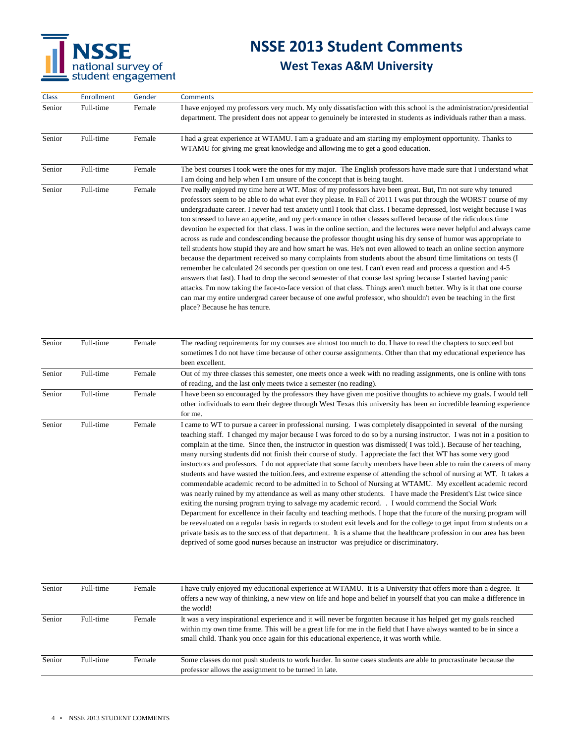# NSSE 2013 Student Comments

## West Texas A&M University

| Class | Enrollment | Gender | Comments |
|---|---|---|---|
| Senior | Full-time | Female | I have enjoyed my professors very much. My only dissatisfaction with this school is the administration/presidential department. The president does not appear to genuinely be interested in students as individuals rather than a mass. |
| Senior | Full-time | Female | I had a great experience at WTAMU. I am a graduate and am starting my employment opportunity. Thanks to WTAMU for giving me great knowledge and allowing me to get a good education. |
| Senior | Full-time | Female | The best courses I took were the ones for my major. The English professors have made sure that I understand what I am doing and help when I am unsure of the concept that is being taught. |
| Senior | Full-time | Female | I've really enjoyed my time here at WT. Most of my professors have been great. But, I'm not sure why tenured professors seem to be able to do what ever they please. In Fall of 2011 I was put through the WORST course of my undergraduate career. I never had test anxiety until I took that class. I became depressed, lost weight because I was too stressed to have an appetite, and my performance in other classes suffered because of the ridiculous time devotion he expected for that class. I was in the online section, and the lectures were never helpful and always came across as rude and condescending because the professor thought using his dry sense of humor was appropriate to tell students how stupid they are and how smart he was. He's not even allowed to teach an online section anymore because the department received so many complaints from students about the absurd time limitations on tests (I remember he calculated 24 seconds per question on one test. I can't even read and process a question and 4-5 answers that fast). I had to drop the second semester of that course last spring because I started having panic attacks. I'm now taking the face-to-face version of that class. Things aren't much better. Why is it that one course can mar my entire undergrad career because of one awful professor, who shouldn't even be teaching in the first place? Because he has tenure. |
| Senior | Full-time | Female | The reading requirements for my courses are almost too much to do. I have to read the chapters to succeed but sometimes I do not have time because of other course assignments. Other than that my educational experience has been excellent. |
| Senior | Full-time | Female | Out of my three classes this semester, one meets once a week with no reading assignments, one is online with tons of reading, and the last only meets twice a semester (no reading). |
| Senior | Full-time | Female | I have been so encouraged by the professors they have given me positive thoughts to achieve my goals. I would tell other individuals to earn their degree through West Texas this university has been an incredible learning experience for me. |
| Senior | Full-time | Female | I came to WT to pursue a career in professional nursing. I was completely disappointed in several of the nursing teaching staff. I changed my major because I was forced to do so by a nursing instructor. I was not in a position to complain at the time. Since then, the instructor in question was dismissed( I was told.). Because of her teaching, many nursing students did not finish their course of study. I appreciate the fact that WT has some very good instuctors and professors. I do not appreciate that some faculty members have been able to ruin the careers of many students and have wasted the tuition.fees, and extreme expense of attending the school of nursing at WT. It takes a commendable academic record to be admitted in to School of Nursing at WTAMU. My excellent academic record was nearly ruined by my attendance as well as many other students. I have made the President's List twice since exiting the nursing program trying to salvage my academic record. . I would commend the Social Work Department for excellence in their faculty and teaching methods. I hope that the future of the nursing program will be reevaluated on a regular basis in regards to student exit levels and for the college to get input from students on a private basis as to the success of that department. It is a shame that the healthcare profession in our area has been deprived of some good nurses because an instructor was prejudice or discriminatory. |
| Senior | Full-time | Female | I have truly enjoyed my educational experience at WTAMU. It is a University that offers more than a degree. It offers a new way of thinking, a new view on life and hope and belief in yourself that you can make a difference in the world! |
| Senior | Full-time | Female | It was a very inspirational experience and it will never be forgotten because it has helped get my goals reached within my own time frame. This will be a great life for me in the field that I have always wanted to be in since a small child. Thank you once again for this educational experience, it was worth while. |
| Senior | Full-time | Female | Some classes do not push students to work harder. In some cases students are able to procrastinate because the professor allows the assignment to be turned in late. |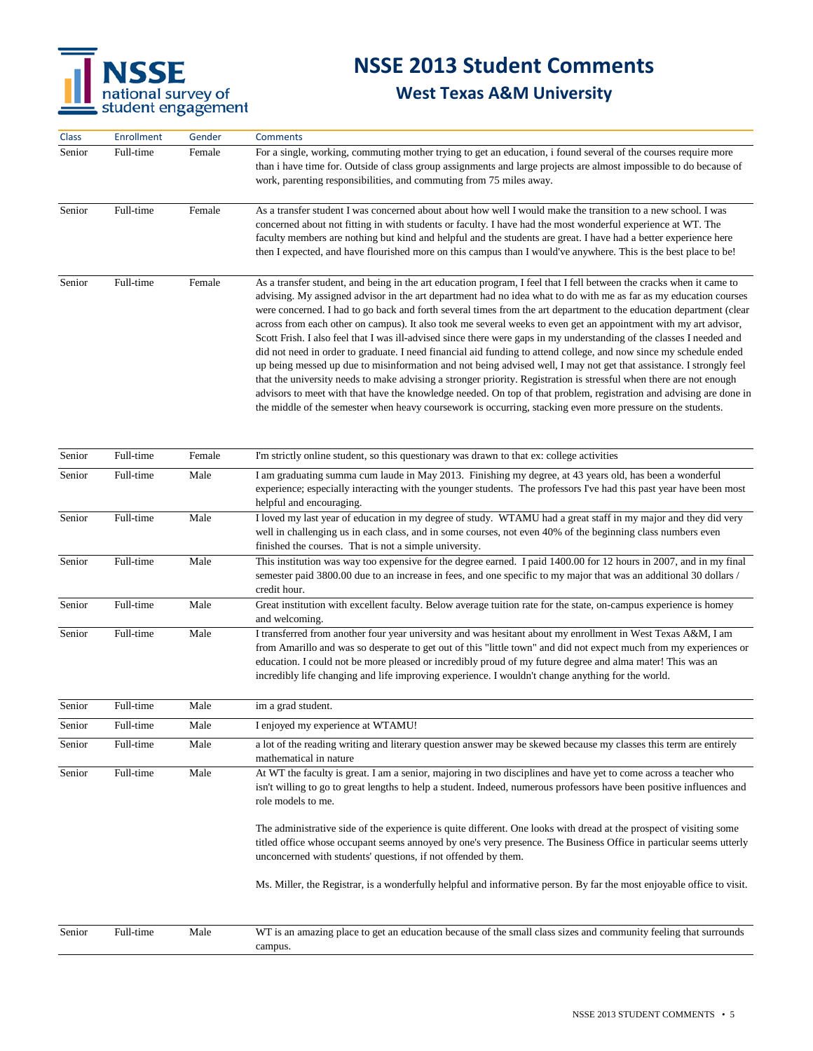# NSSE 2013 Student Comments

## West Texas A&M University

| Class | Enrollment | Gender | Comments |
|---|---|---|---|
| Senior | Full-time | Female | For a single, working, commuting mother trying to get an education, i found several of the courses require more than i have time for. Outside of class group assignments and large projects are almost impossible to do because of work, parenting responsibilities, and commuting from 75 miles away. |
| Senior | Full-time | Female | As a transfer student I was concerned about about how well I would make the transition to a new school. I was concerned about not fitting in with students or faculty. I have had the most wonderful experience at WT. The faculty members are nothing but kind and helpful and the students are great. I have had a better experience here then I expected, and have flourished more on this campus than I would've anywhere. This is the best place to be! |
| Senior | Full-time | Female | As a transfer student, and being in the art education program, I feel that I fell between the cracks when it came to advising. My assigned advisor in the art department had no idea what to do with me as far as my education courses were concerned. I had to go back and forth several times from the art department to the education department (clear across from each other on campus). It also took me several weeks to even get an appointment with my art advisor, Scott Frish. I also feel that I was ill-advised since there were gaps in my understanding of the classes I needed and did not need in order to graduate. I need financial aid funding to attend college, and now since my schedule ended up being messed up due to misinformation and not being advised well, I may not get that assistance. I strongly feel that the university needs to make advising a stronger priority. Registration is stressful when there are not enough advisors to meet with that have the knowledge needed. On top of that problem, registration and advising are done in the middle of the semester when heavy coursework is occurring, stacking even more pressure on the students. |
| Senior | Full-time | Female | I'm strictly online student, so this questionary was drawn to that ex: college activities |
| Senior | Full-time | Male | I am graduating summa cum laude in May 2013. Finishing my degree, at 43 years old, has been a wonderful experience; especially interacting with the younger students. The professors I've had this past year have been most helpful and encouraging. |
| Senior | Full-time | Male | I loved my last year of education in my degree of study. WTAMU had a great staff in my major and they did very well in challenging us in each class, and in some courses, not even 40% of the beginning class numbers even finished the courses. That is not a simple university. |
| Senior | Full-time | Male | This institution was way too expensive for the degree earned. I paid 1400.00 for 12 hours in 2007, and in my final semester paid 3800.00 due to an increase in fees, and one specific to my major that was an additional 30 dollars / credit hour. |
| Senior | Full-time | Male | Great institution with excellent faculty. Below average tuition rate for the state, on-campus experience is homey and welcoming. |
| Senior | Full-time | Male | I transferred from another four year university and was hesitant about my enrollment in West Texas A&M, I am from Amarillo and was so desperate to get out of this "little town" and did not expect much from my experiences or education. I could not be more pleased or incredibly proud of my future degree and alma mater! This was an incredibly life changing and life improving experience. I wouldn't change anything for the world. |
| Senior | Full-time | Male | im a grad student. |
| Senior | Full-time | Male | I enjoyed my experience at WTAMU! |
| Senior | Full-time | Male | a lot of the reading writing and literary question answer may be skewed because my classes this term are entirely mathematical in nature |
| Senior | Full-time | Male | At WT the faculty is great. I am a senior, majoring in two disciplines and have yet to come across a teacher who isn't willing to go to great lengths to help a student. Indeed, numerous professors have been positive influences and role models to me.<br><br>The administrative side of the experience is quite different. One looks with dread at the prospect of visiting some titled office whose occupant seems annoyed by one's very presence. The Business Office in particular seems utterly unconcerned with students' questions, if not offended by them.<br><br>Ms. Miller, the Registrar, is a wonderfully helpful and informative person. By far the most enjoyable office to visit. |
| Senior | Full-time | Male | WT is an amazing place to get an education because of the small class sizes and community feeling that surrounds campus. |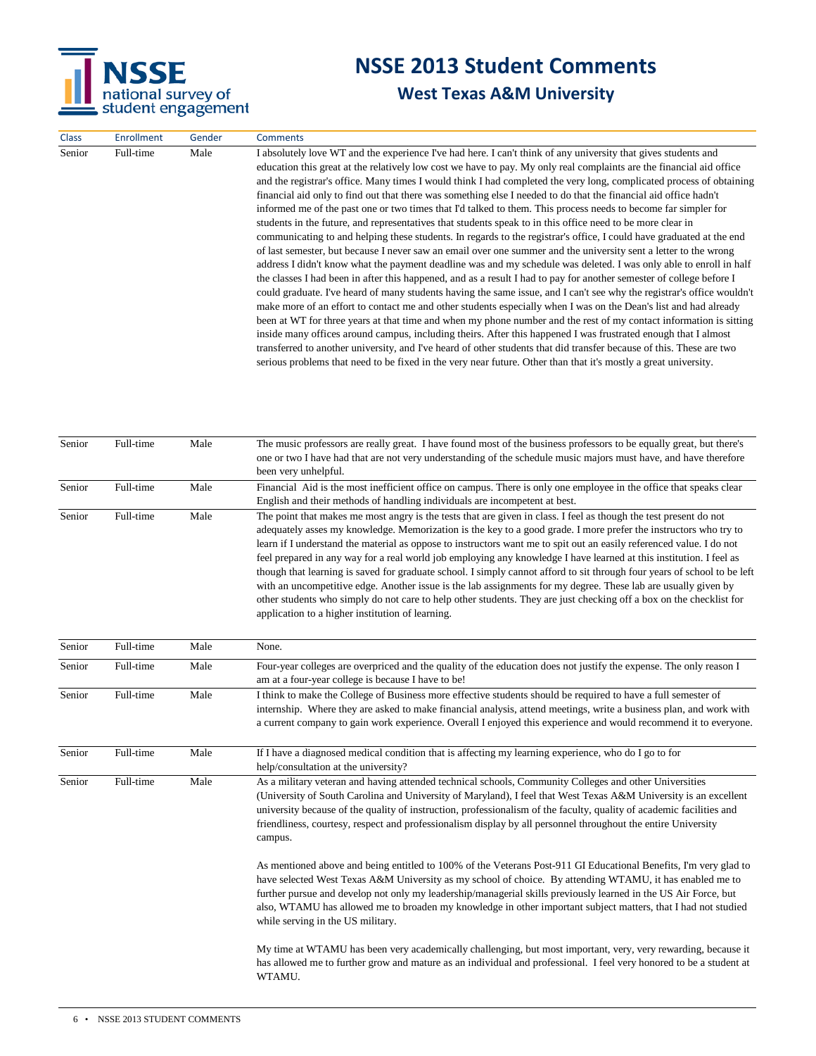# NSSE 2013 Student Comments

## West Texas A&M University

| Class | Enrollment | Gender | Comments |
|---|---|---|---|
| Senior | Full-time | Male | I absolutely love WT and the experience I've had here. I can't think of any university that gives students and education this great at the relatively low cost we have to pay. My only real complaints are the financial aid office and the registrar's office. Many times I would think I had completed the very long, complicated process of obtaining financial aid only to find out that there was something else I needed to do that the financial aid office hadn't informed me of the past one or two times that I'd talked to them. This process needs to become far simpler for students in the future, and representatives that students speak to in this office need to be more clear in communicating to and helping these students. In regards to the registrar's office, I could have graduated at the end of last semester, but because I never saw an email over one summer and the university sent a letter to the wrong address I didn't know what the payment deadline was and my schedule was deleted. I was only able to enroll in half the classes I had been in after this happened, and as a result I had to pay for another semester of college before I could graduate. I've heard of many students having the same issue, and I can't see why the registrar's office wouldn't make more of an effort to contact me and other students especially when I was on the Dean's list and had already been at WT for three years at that time and when my phone number and the rest of my contact information is sitting inside many offices around campus, including theirs. After this happened I was frustrated enough that I almost transferred to another university, and I've heard of other students that did transfer because of this. These are two serious problems that need to be fixed in the very near future. Other than that it's mostly a great university. |
| Senior | Full-time | Male | The music professors are really great. I have found most of the business professors to be equally great, but there's one or two I have had that are not very understanding of the schedule music majors must have, and have therefore been very unhelpful. |
| Senior | Full-time | Male | Financial Aid is the most inefficient office on campus. There is only one employee in the office that speaks clear English and their methods of handling individuals are incompetent at best. |
| Senior | Full-time | Male | The point that makes me most angry is the tests that are given in class. I feel as though the test present do not adequately asses my knowledge. Memorization is the key to a good grade. I more prefer the instructors who try to learn if I understand the material as oppose to instructors want me to spit out an easily referenced value. I do not feel prepared in any way for a real world job employing any knowledge I have learned at this institution. I feel as though that learning is saved for graduate school. I simply cannot afford to sit through four years of school to be left with an uncompetitive edge. Another issue is the lab assignments for my degree. These lab are usually given by other students who simply do not care to help other students. They are just checking off a box on the checklist for application to a higher institution of learning. |
| Senior | Full-time | Male | None. |
| Senior | Full-time | Male | Four-year colleges are overpriced and the quality of the education does not justify the expense. The only reason I am at a four-year college is because I have to be! |
| Senior | Full-time | Male | I think to make the College of Business more effective students should be required to have a full semester of internship. Where they are asked to make financial analysis, attend meetings, write a business plan, and work with a current company to gain work experience. Overall I enjoyed this experience and would recommend it to everyone. |
| Senior | Full-time | Male | If I have a diagnosed medical condition that is affecting my learning experience, who do I go to for help/consultation at the university? |
| Senior | Full-time | Male | As a military veteran and having attended technical schools, Community Colleges and other Universities (University of South Carolina and University of Maryland), I feel that West Texas A&M University is an excellent university because of the quality of instruction, professionalism of the faculty, quality of academic facilities and friendliness, courtesy, respect and professionalism display by all personnel throughout the entire University campus.<br><br>As mentioned above and being entitled to 100% of the Veterans Post-911 GI Educational Benefits, I'm very glad to have selected West Texas A&M University as my school of choice. By attending WTAMU, it has enabled me to further pursue and develop not only my leadership/managerial skills previously learned in the US Air Force, but also, WTAMU has allowed me to broaden my knowledge in other important subject matters, that I had not studied while serving in the US military.<br><br>My time at WTAMU has been very academically challenging, but most important, very, very rewarding, because it has allowed me to further grow and mature as an individual and professional. I feel very honored to be a student at WTAMU. |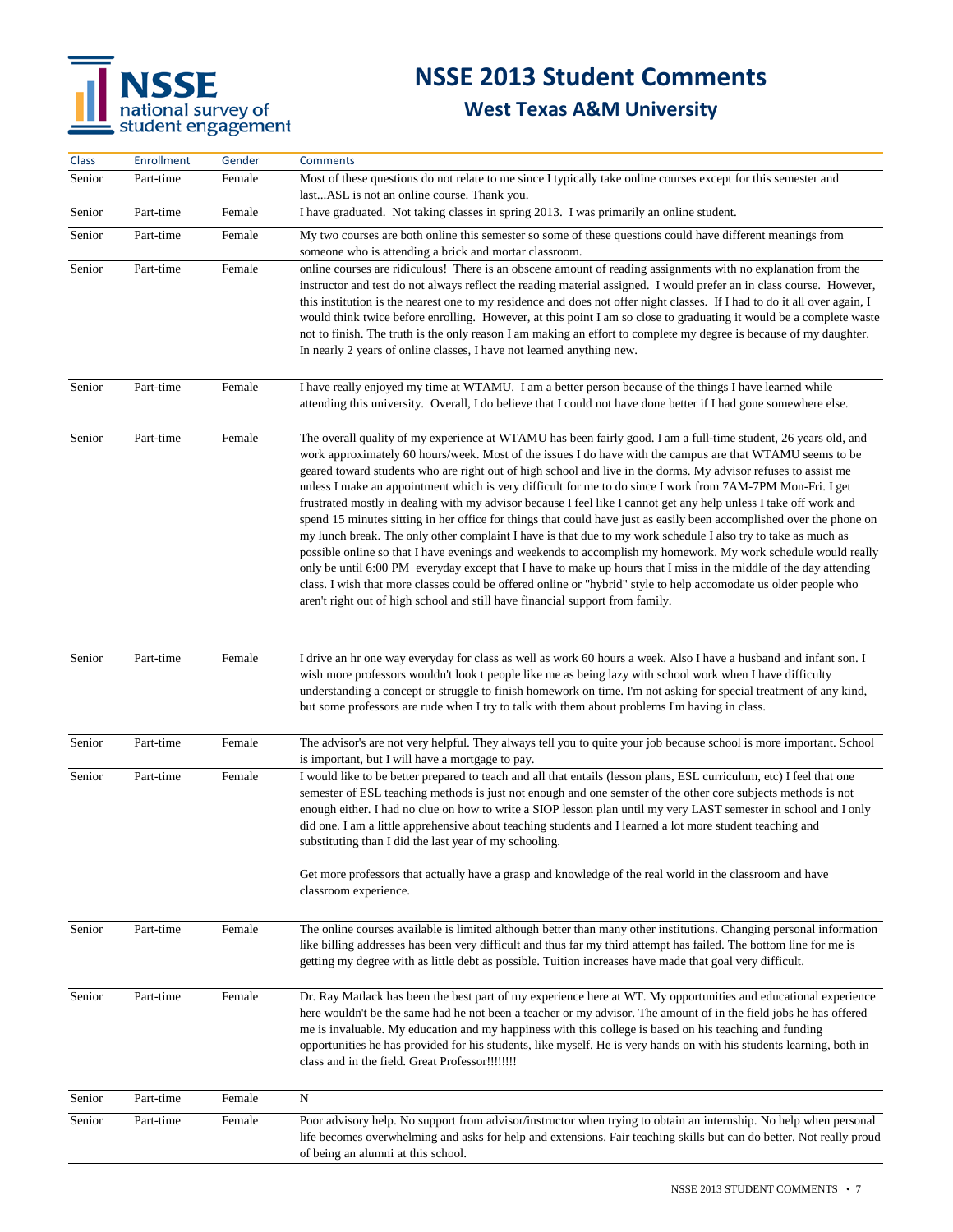# NSSE 2013 Student Comments

## West Texas A&M University

| Class | Enrollment | Gender | Comments |
|---|---|---|---|
| Senior | Part-time | Female | Most of these questions do not relate to me since I typically take online courses except for this semester and last...ASL is not an online course. Thank you. |
| Senior | Part-time | Female | I have graduated. Not taking classes in spring 2013. I was primarily an online student. |
| Senior | Part-time | Female | My two courses are both online this semester so some of these questions could have different meanings from someone who is attending a brick and mortar classroom. |
| Senior | Part-time | Female | online courses are ridiculous! There is an obscene amount of reading assignments with no explanation from the instructor and test do not always reflect the reading material assigned. I would prefer an in class course. However, this institution is the nearest one to my residence and does not offer night classes. If I had to do it all over again, I would think twice before enrolling. However, at this point I am so close to graduating it would be a complete waste not to finish. The truth is the only reason I am making an effort to complete my degree is because of my daughter. In nearly 2 years of online classes, I have not learned anything new. |
| Senior | Part-time | Female | I have really enjoyed my time at WTAMU. I am a better person because of the things I have learned while attending this university. Overall, I do believe that I could not have done better if I had gone somewhere else. |
| Senior | Part-time | Female | The overall quality of my experience at WTAMU has been fairly good. I am a full-time student, 26 years old, and work approximately 60 hours/week. Most of the issues I do have with the campus are that WTAMU seems to be geared toward students who are right out of high school and live in the dorms. My advisor refuses to assist me unless I make an appointment which is very difficult for me to do since I work from 7AM-7PM Mon-Fri. I get frustrated mostly in dealing with my advisor because I feel like I cannot get any help unless I take off work and spend 15 minutes sitting in her office for things that could have just as easily been accomplished over the phone on my lunch break. The only other complaint I have is that due to my work schedule I also try to take as much as possible online so that I have evenings and weekends to accomplish my homework. My work schedule would really only be until 6:00 PM everyday except that I have to make up hours that I miss in the middle of the day attending class. I wish that more classes could be offered online or "hybrid" style to help accomodate us older people who aren't right out of high school and still have financial support from family. |
| Senior | Part-time | Female | I drive an hr one way everyday for class as well as work 60 hours a week. Also I have a husband and infant son. I wish more professors wouldn't look t people like me as being lazy with school work when I have difficulty understanding a concept or struggle to finish homework on time. I'm not asking for special treatment of any kind, but some professors are rude when I try to talk with them about problems I'm having in class. |
| Senior | Part-time | Female | The advisor's are not very helpful. They always tell you to quite your job because school is more important. School is important, but I will have a mortgage to pay. |
| Senior | Part-time | Female | I would like to be better prepared to teach and all that entails (lesson plans, ESL curriculum, etc) I feel that one semester of ESL teaching methods is just not enough and one semster of the other core subjects methods is not enough either. I had no clue on how to write a SIOP lesson plan until my very LAST semester in school and I only did one. I am a little apprehensive about teaching students and I learned a lot more student teaching and substituting than I did the last year of my schooling.<br><br>Get more professors that actually have a grasp and knowledge of the real world in the classroom and have classroom experience. |
| Senior | Part-time | Female | The online courses available is limited although better than many other institutions. Changing personal information like billing addresses has been very difficult and thus far my third attempt has failed. The bottom line for me is getting my degree with as little debt as possible. Tuition increases have made that goal very difficult. |
| Senior | Part-time | Female | Dr. Ray Matlack has been the best part of my experience here at WT. My opportunities and educational experience here wouldn't be the same had he not been a teacher or my advisor. The amount of in the field jobs he has offered me is invaluable. My education and my happiness with this college is based on his teaching and funding opportunities he has provided for his students, like myself. He is very hands on with his students learning, both in class and in the field. Great Professor!!!!!!!! |
| Senior | Part-time | Female | N |
| Senior | Part-time | Female | Poor advisory help. No support from advisor/instructor when trying to obtain an internship. No help when personal life becomes overwhelming and asks for help and extensions. Fair teaching skills but can do better. Not really proud of being an alumni at this school. |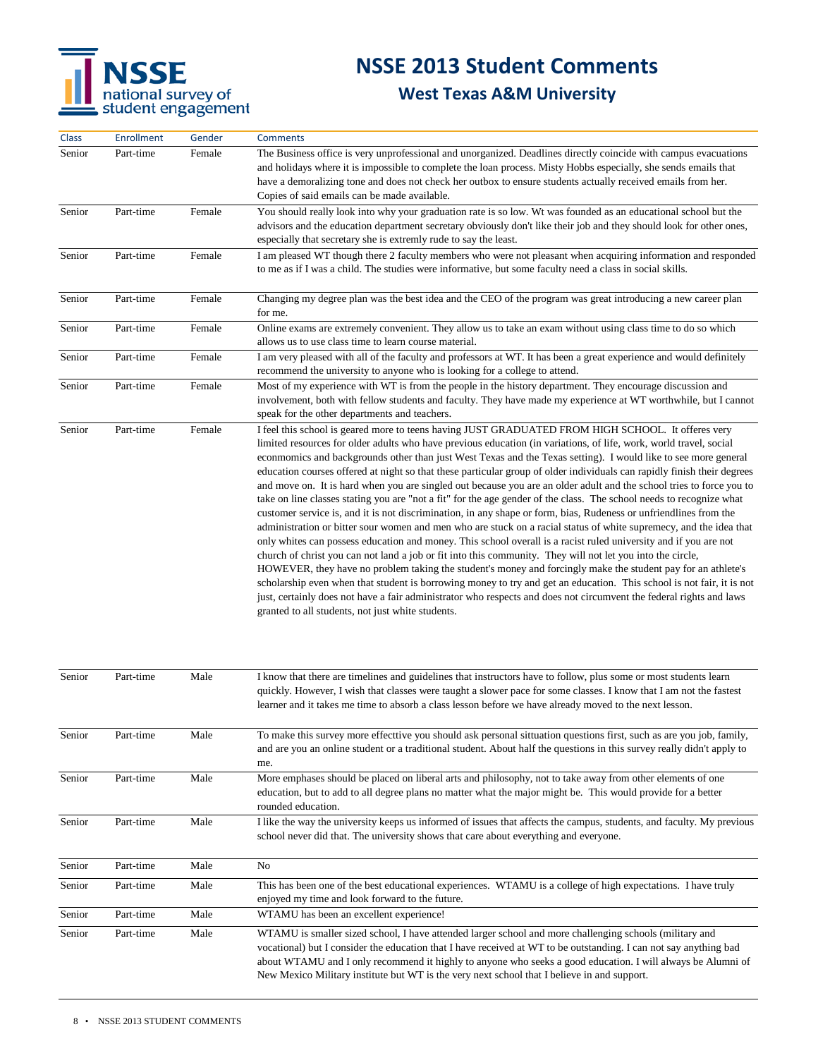# NSSE 2013 Student Comments

## West Texas A&M University

| Class | Enrollment | Gender | Comments |
|---|---|---|---|
| Senior | Part-time | Female | The Business office is very unprofessional and unorganized. Deadlines directly coincide with campus evacuations and holidays where it is impossible to complete the loan process. Misty Hobbs especially, she sends emails that have a demoralizing tone and does not check her outbox to ensure students actually received emails from her. Copies of said emails can be made available. |
| Senior | Part-time | Female | You should really look into why your graduation rate is so low. Wt was founded as an educational school but the advisors and the education department secretary obviously don't like their job and they should look for other ones, especially that secretary she is extremly rude to say the least. |
| Senior | Part-time | Female | I am pleased WT though there 2 faculty members who were not pleasant when acquiring information and responded to me as if I was a child. The studies were informative, but some faculty need a class in social skills. |
| Senior | Part-time | Female | Changing my degree plan was the best idea and the CEO of the program was great introducing a new career plan for me. |
| Senior | Part-time | Female | Online exams are extremely convenient. They allow us to take an exam without using class time to do so which allows us to use class time to learn course material. |
| Senior | Part-time | Female | I am very pleased with all of the faculty and professors at WT. It has been a great experience and would definitely recommend the university to anyone who is looking for a college to attend. |
| Senior | Part-time | Female | Most of my experience with WT is from the people in the history department. They encourage discussion and involvement, both with fellow students and faculty. They have made my experience at WT worthwhile, but I cannot speak for the other departments and teachers. |
| Senior | Part-time | Female | I feel this school is geared more to teens having JUST GRADUATED FROM HIGH SCHOOL. It offeres very limited resources for older adults who have previous education (in variations, of life, work, world travel, social econmomics and backgrounds other than just West Texas and the Texas setting). I would like to see more general education courses offered at night so that these particular group of older individuals can rapidly finish their degrees and move on. It is hard when you are singled out because you are an older adult and the school tries to force you to take on line classes stating you are "not a fit" for the age gender of the class. The school needs to recognize what customer service is, and it is not discrimination, in any shape or form, bias, Rudeness or unfriendlines from the administration or bitter sour women and men who are stuck on a racial status of white supremecy, and the idea that only whites can possess education and money. This school overall is a racist ruled university and if you are not church of christ you can not land a job or fit into this community. They will not let you into the circle, HOWEVER, they have no problem taking the student's money and forcingly make the student pay for an athlete's scholarship even when that student is borrowing money to try and get an education. This school is not fair, it is not just, certainly does not have a fair administrator who respects and does not circumvent the federal rights and laws granted to all students, not just white students. |
| Senior | Part-time | Male | I know that there are timelines and guidelines that instructors have to follow, plus some or most students learn quickly. However, I wish that classes were taught a slower pace for some classes. I know that I am not the fastest learner and it takes me time to absorb a class lesson before we have already moved to the next lesson. |
| Senior | Part-time | Male | To make this survey more effecttive you should ask personal sittuation questions first, such as are you job, family, and are you an online student or a traditional student. About half the questions in this survey really didn't apply to me. |
| Senior | Part-time | Male | More emphases should be placed on liberal arts and philosophy, not to take away from other elements of one education, but to add to all degree plans no matter what the major might be. This would provide for a better rounded education. |
| Senior | Part-time | Male | I like the way the university keeps us informed of issues that affects the campus, students, and faculty. My previous school never did that. The university shows that care about everything and everyone. |
| Senior | Part-time | Male | No |
| Senior | Part-time | Male | This has been one of the best educational experiences. WTAMU is a college of high expectations. I have truly enjoyed my time and look forward to the future. |
| Senior | Part-time | Male | WTAMU has been an excellent experience! |
| Senior | Part-time | Male | WTAMU is smaller sized school, I have attended larger school and more challenging schools (military and vocational) but I consider the education that I have received at WT to be outstanding. I can not say anything bad about WTAMU and I only recommend it highly to anyone who seeks a good education. I will always be Alumni of New Mexico Military institute but WT is the very next school that I believe in and support. |